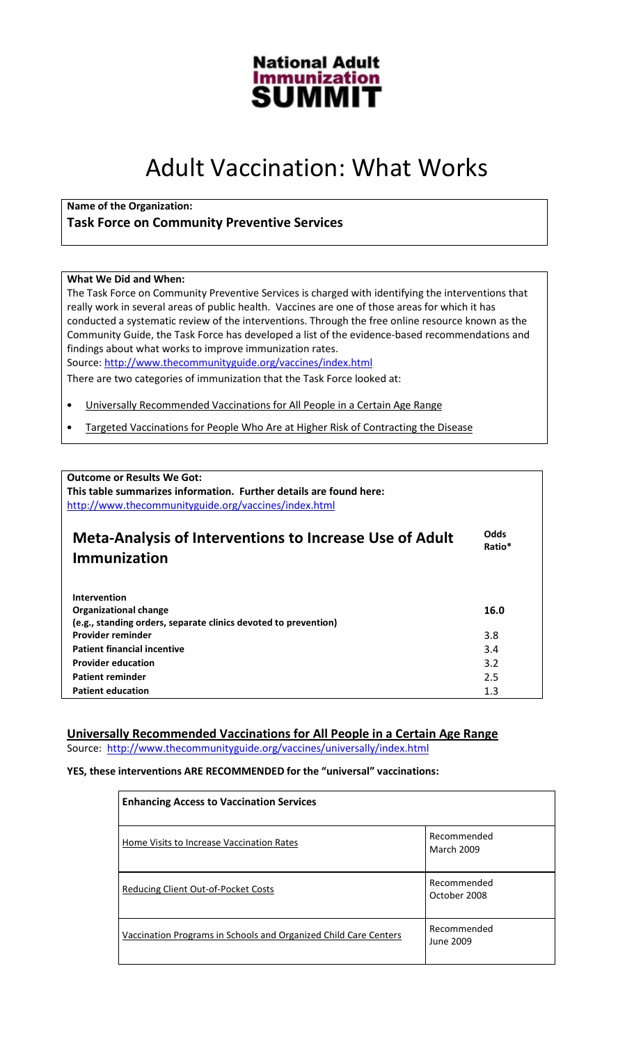**National Adult Immunization SUMMIT**

# Adult Vaccination: What Works

**Name of the Organization:**

**Task Force on Community Preventive Services**

**What We Did and When:**

The Task Force on Community Preventive Services is charged with identifying the interventions that really work in several areas of public health. Vaccines are one of those areas for which it has conducted a systematic review of the interventions. Through the free online resource known as the Community Guide, the Task Force has developed a list of the evidence-based recommendations and findings about what works to improve immunization rates.

Source: http://www.thecommunityguide.org/vaccines/index.html

There are two categories of immunization that the Task Force looked at:

- Universally Recommended Vaccinations for All People in a Certain Age Range
- Targeted Vaccinations for People Who Are at Higher Risk of Contracting the Disease

**Outcome or Results We Got:**

**This table summarizes information. Further details are found here:**
http://www.thecommunityguide.org/vaccines/index.html

## Meta-Analysis of Interventions to Increase Use of Adult Immunization

| Intervention | Odds Ratio* |
|---|---|
| **Organizational change (e.g., standing orders, separate clinics devoted to prevention)** | **16.0** |
| **Provider reminder** | 3.8 |
| **Patient financial incentive** | 3.4 |
| **Provider education** | 3.2 |
| **Patient reminder** | 2.5 |
| **Patient education** | 1.3 |

## Universally Recommended Vaccinations for All People in a Certain Age Range

Source: http://www.thecommunityguide.org/vaccines/universally/index.html

**YES, these interventions ARE RECOMMENDED for the "universal" vaccinations:**

| Enhancing Access to Vaccination Services | |
|---|---|
| Home Visits to Increase Vaccination Rates | Recommended March 2009 |
| Reducing Client Out-of-Pocket Costs | Recommended October 2008 |
| Vaccination Programs in Schools and Organized Child Care Centers | Recommended June 2009 |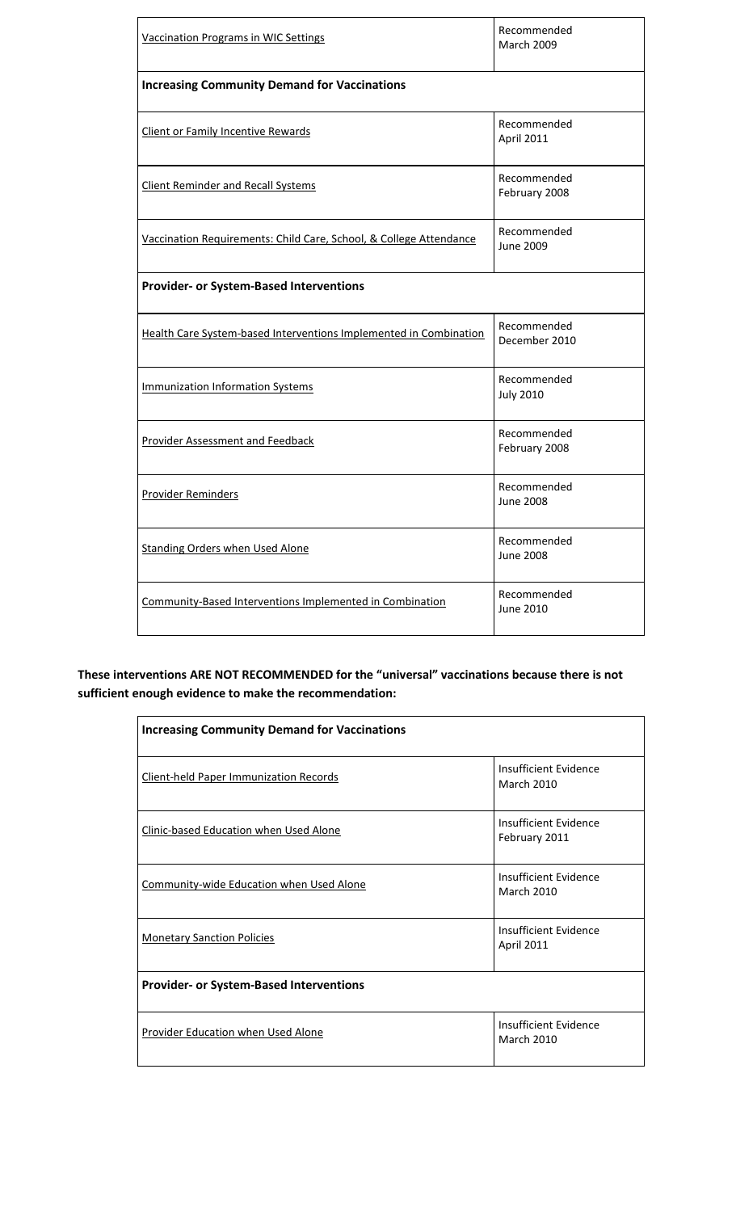| | |
|---|---|
| Vaccination Programs in WIC Settings | Recommended March 2009 |
| **Increasing Community Demand for Vaccinations** | |
| Client or Family Incentive Rewards | Recommended April 2011 |
| Client Reminder and Recall Systems | Recommended February 2008 |
| Vaccination Requirements: Child Care, School, & College Attendance | Recommended June 2009 |
| **Provider- or System-Based Interventions** | |
| Health Care System-based Interventions Implemented in Combination | Recommended December 2010 |
| Immunization Information Systems | Recommended July 2010 |
| Provider Assessment and Feedback | Recommended February 2008 |
| Provider Reminders | Recommended June 2008 |
| Standing Orders when Used Alone | Recommended June 2008 |
| Community-Based Interventions Implemented in Combination | Recommended June 2010 |

**These interventions ARE NOT RECOMMENDED for the "universal" vaccinations because there is not sufficient enough evidence to make the recommendation:**

| **Increasing Community Demand for Vaccinations** | |
|---|---|
| Client-held Paper Immunization Records | Insufficient Evidence March 2010 |
| Clinic-based Education when Used Alone | Insufficient Evidence February 2011 |
| Community-wide Education when Used Alone | Insufficient Evidence March 2010 |
| Monetary Sanction Policies | Insufficient Evidence April 2011 |
| **Provider- or System-Based Interventions** | |
| Provider Education when Used Alone | Insufficient Evidence March 2010 |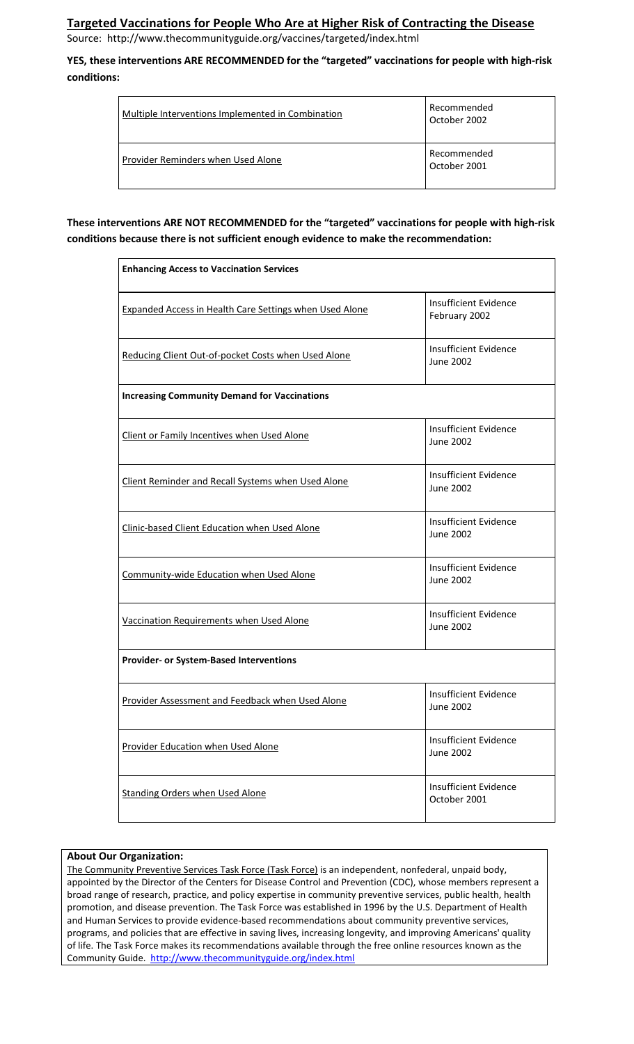## Targeted Vaccinations for People Who Are at Higher Risk of Contracting the Disease

Source: http://www.thecommunityguide.org/vaccines/targeted/index.html

**YES, these interventions ARE RECOMMENDED for the "targeted" vaccinations for people with high-risk conditions:**

| | |
|---|---|
| Multiple Interventions Implemented in Combination | Recommended October 2002 |
| Provider Reminders when Used Alone | Recommended October 2001 |

**These interventions ARE NOT RECOMMENDED for the "targeted" vaccinations for people with high-risk conditions because there is not sufficient enough evidence to make the recommendation:**

| | |
|---|---|
| **Enhancing Access to Vaccination Services** | |
| Expanded Access in Health Care Settings when Used Alone | Insufficient Evidence February 2002 |
| Reducing Client Out-of-pocket Costs when Used Alone | Insufficient Evidence June 2002 |
| **Increasing Community Demand for Vaccinations** | |
| Client or Family Incentives when Used Alone | Insufficient Evidence June 2002 |
| Client Reminder and Recall Systems when Used Alone | Insufficient Evidence June 2002 |
| Clinic-based Client Education when Used Alone | Insufficient Evidence June 2002 |
| Community-wide Education when Used Alone | Insufficient Evidence June 2002 |
| Vaccination Requirements when Used Alone | Insufficient Evidence June 2002 |
| **Provider- or System-Based Interventions** | |
| Provider Assessment and Feedback when Used Alone | Insufficient Evidence June 2002 |
| Provider Education when Used Alone | Insufficient Evidence June 2002 |
| Standing Orders when Used Alone | Insufficient Evidence October 2001 |

**About Our Organization:**

The Community Preventive Services Task Force (Task Force) is an independent, nonfederal, unpaid body, appointed by the Director of the Centers for Disease Control and Prevention (CDC), whose members represent a broad range of research, practice, and policy expertise in community preventive services, public health, health promotion, and disease prevention. The Task Force was established in 1996 by the U.S. Department of Health and Human Services to provide evidence-based recommendations about community preventive services, programs, and policies that are effective in saving lives, increasing longevity, and improving Americans' quality of life. The Task Force makes its recommendations available through the free online resources known as the Community Guide. http://www.thecommunityguide.org/index.html